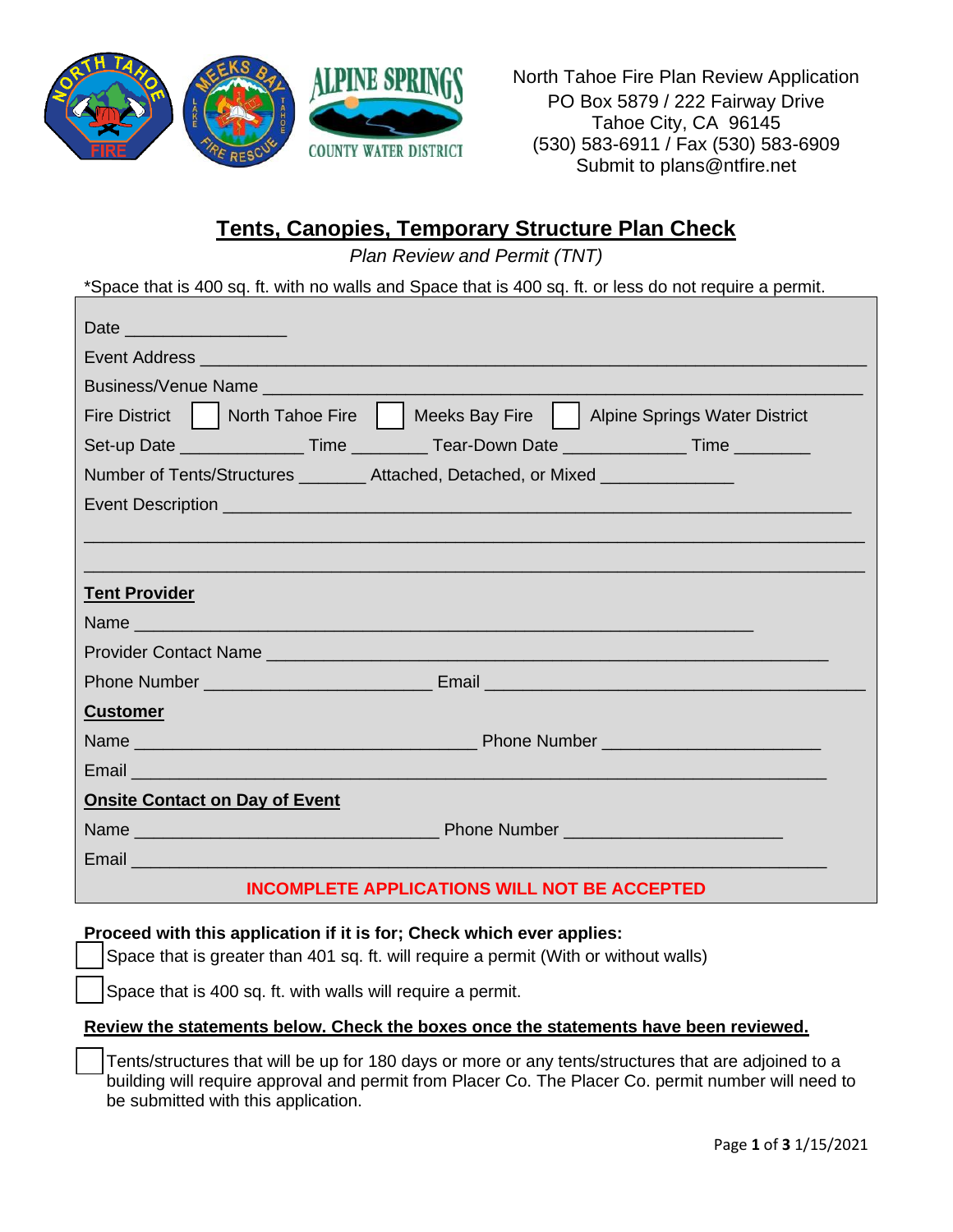North Tahoe Fire Plan Review Application
PO Box 5879 / 222 Fairway Drive
Tahoe City, CA 96145
(530) 583-6911 / Fax (530) 583-6909
Submit to plans@ntfire.net

# Tents, Canopies, Temporary Structure Plan Check

*Plan Review and Permit (TNT)*

*Space that is 400 sq. ft. with no walls and Space that is 400 sq. ft. or less do not require a permit.

Date ________________

Event Address ________________________________________________________________

Business/Venue Name __________________________________________________________

Fire District ☐ North Tahoe Fire ☐ Meeks Bay Fire ☐ Alpine Springs Water District

Set-up Date ____________ Time ________ Tear-Down Date ____________ Time ________

Number of Tents/Structures _______ Attached, Detached, or Mixed _____________

Event Description ____________________________________________________________

______________________________________________________________________________

______________________________________________________________________________

**Tent Provider**

Name _______________________________________________________________

Provider Contact Name ________________________________________________________

Phone Number ________________________ Email ________________________________________

**Customer**

Name _____________________________________ Phone Number _______________________

Email ___________________________________________________________________________

**Onsite Contact on Day of Event**

Name _________________________________ Phone Number _______________________

Email ___________________________________________________________________________

**INCOMPLETE APPLICATIONS WILL NOT BE ACCEPTED**

**Proceed with this application if it is for; Check which ever applies:**

☐ Space that is greater than 401 sq. ft. will require a permit (With or without walls)

☐ Space that is 400 sq. ft. with walls will require a permit.

**Review the statements below. Check the boxes once the statements have been reviewed.**

☐ Tents/structures that will be up for 180 days or more or any tents/structures that are adjoined to a building will require approval and permit from Placer Co. The Placer Co. permit number will need to be submitted with this application.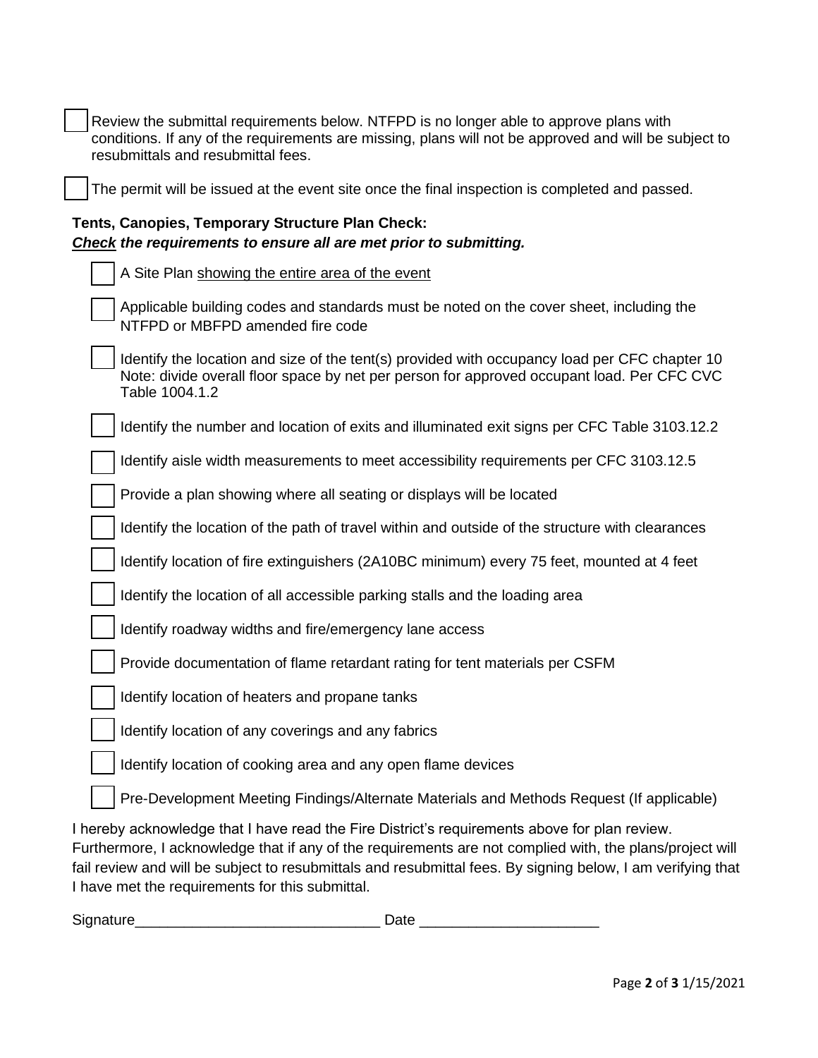- [ ] Review the submittal requirements below. NTFPD is no longer able to approve plans with conditions. If any of the requirements are missing, plans will not be approved and will be subject to resubmittals and resubmittal fees.

- [ ] The permit will be issued at the event site once the final inspection is completed and passed.

**Tents, Canopies, Temporary Structure Plan Check:**
***Check the requirements to ensure all are met prior to submitting.***

- [ ] A Site Plan showing the entire area of the event
- [ ] Applicable building codes and standards must be noted on the cover sheet, including the NTFPD or MBFPD amended fire code
- [ ] Identify the location and size of the tent(s) provided with occupancy load per CFC chapter 10 Note: divide overall floor space by net per person for approved occupant load. Per CFC CVC Table 1004.1.2
- [ ] Identify the number and location of exits and illuminated exit signs per CFC Table 3103.12.2
- [ ] Identify aisle width measurements to meet accessibility requirements per CFC 3103.12.5
- [ ] Provide a plan showing where all seating or displays will be located
- [ ] Identify the location of the path of travel within and outside of the structure with clearances
- [ ] Identify location of fire extinguishers (2A10BC minimum) every 75 feet, mounted at 4 feet
- [ ] Identify the location of all accessible parking stalls and the loading area
- [ ] Identify roadway widths and fire/emergency lane access
- [ ] Provide documentation of flame retardant rating for tent materials per CSFM
- [ ] Identify location of heaters and propane tanks
- [ ] Identify location of any coverings and any fabrics
- [ ] Identify location of cooking area and any open flame devices
- [ ] Pre-Development Meeting Findings/Alternate Materials and Methods Request (If applicable)

I hereby acknowledge that I have read the Fire District's requirements above for plan review. Furthermore, I acknowledge that if any of the requirements are not complied with, the plans/project will fail review and will be subject to resubmittals and resubmittal fees. By signing below, I am verifying that I have met the requirements for this submittal.

Signature______________________________ Date ______________________

1/15/2021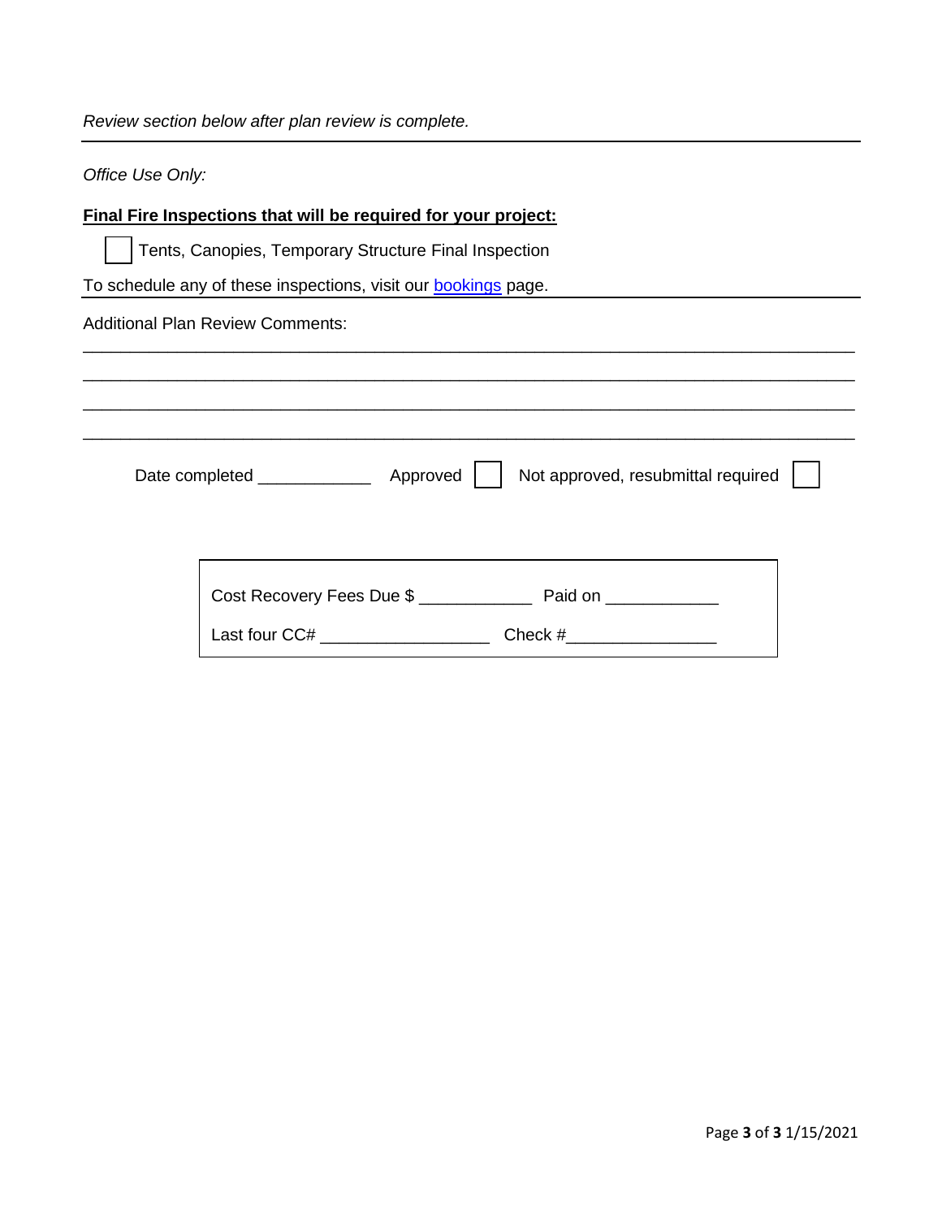*Review section below after plan review is complete.*

---

*Office Use Only:*

**Final Fire Inspections that will be required for your project:**

☐ Tents, Canopies, Temporary Structure Final Inspection

To schedule any of these inspections, visit our [bookings](bookings) page.

---

Additional Plan Review Comments:

_______________________________________________________________________________

_______________________________________________________________________________

_______________________________________________________________________________

_______________________________________________________________________________

Date completed ____________ Approved ☐ Not approved, resubmittal required ☐

Cost Recovery Fees Due $ ____________ Paid on ____________

Last four CC# _________________ Check #_______________